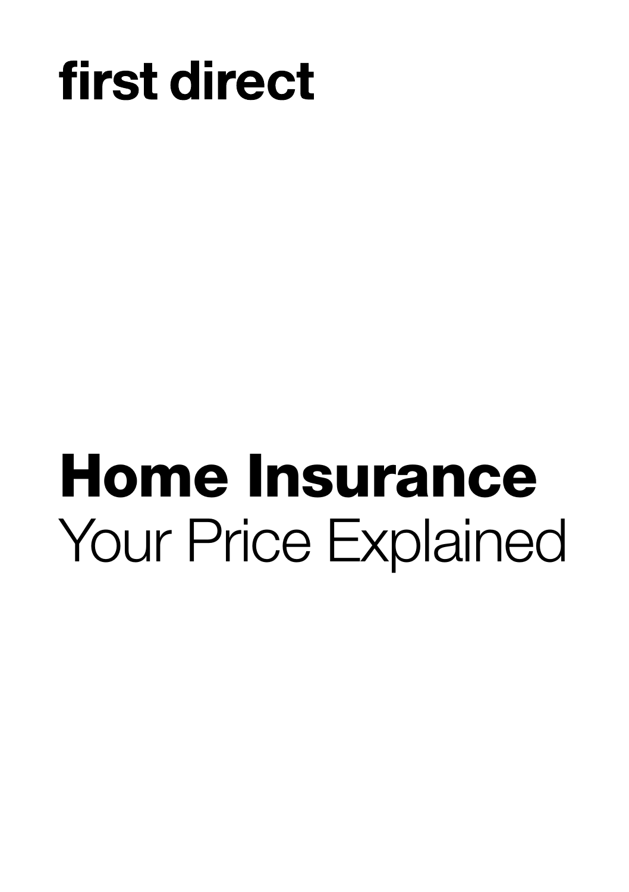**first direct**

# Home Insurance

Your Price Explained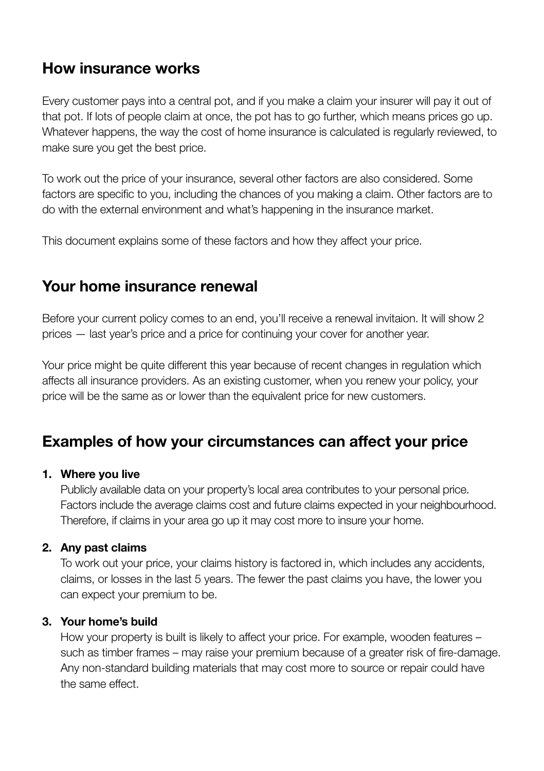## How insurance works

Every customer pays into a central pot, and if you make a claim your insurer will pay it out of that pot. If lots of people claim at once, the pot has to go further, which means prices go up. Whatever happens, the way the cost of home insurance is calculated is regularly reviewed, to make sure you get the best price.

To work out the price of your insurance, several other factors are also considered. Some factors are specific to you, including the chances of you making a claim. Other factors are to do with the external environment and what's happening in the insurance market.

This document explains some of these factors and how they affect your price.

## Your home insurance renewal

Before your current policy comes to an end, you'll receive a renewal invitaion. It will show 2 prices — last year's price and a price for continuing your cover for another year.

Your price might be quite different this year because of recent changes in regulation which affects all insurance providers. As an existing customer, when you renew your policy, your price will be the same as or lower than the equivalent price for new customers.

## Examples of how your circumstances can affect your price

1. **Where you live**
   Publicly available data on your property's local area contributes to your personal price. Factors include the average claims cost and future claims expected in your neighbourhood. Therefore, if claims in your area go up it may cost more to insure your home.

2. **Any past claims**
   To work out your price, your claims history is factored in, which includes any accidents, claims, or losses in the last 5 years. The fewer the past claims you have, the lower you can expect your premium to be.

3. **Your home's build**
   How your property is built is likely to affect your price. For example, wooden features – such as timber frames – may raise your premium because of a greater risk of fire-damage. Any non-standard building materials that may cost more to source or repair could have the same effect.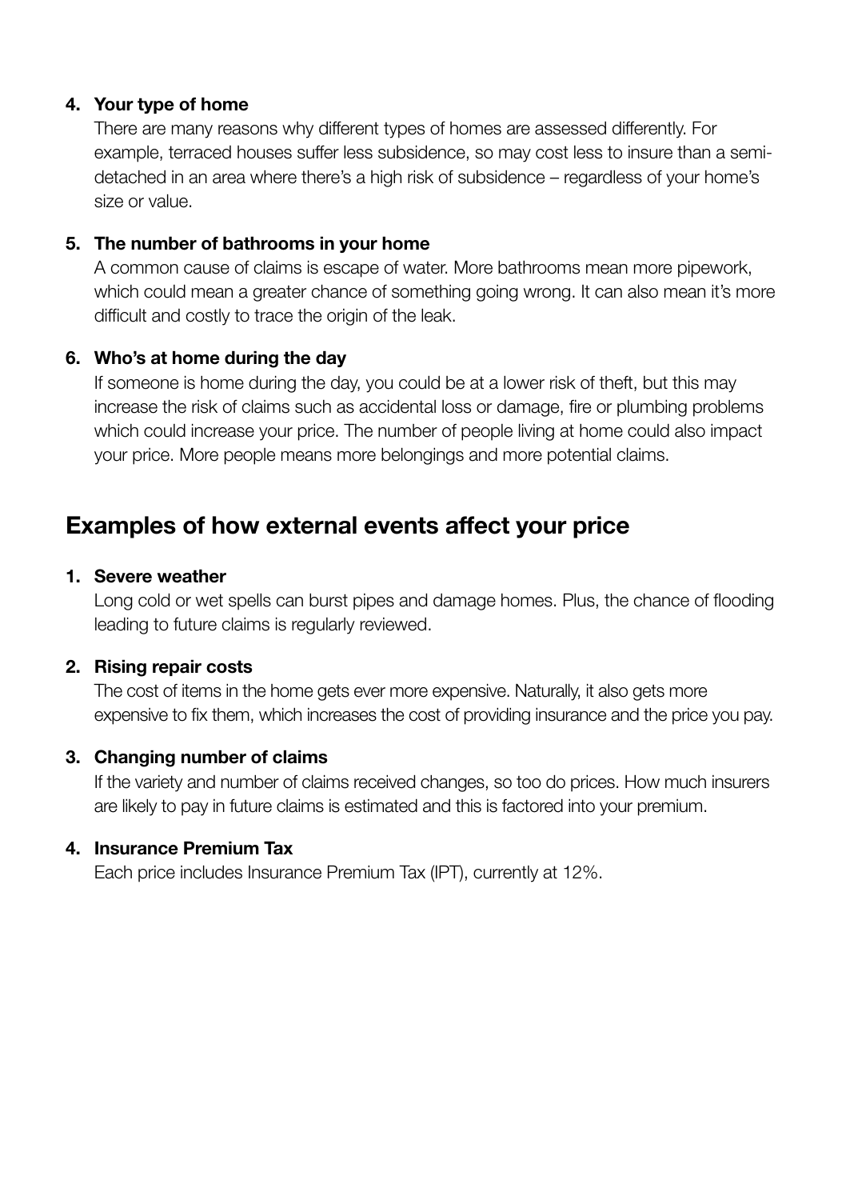4. **Your type of home**

   There are many reasons why different types of homes are assessed differently. For example, terraced houses suffer less subsidence, so may cost less to insure than a semi-detached in an area where there's a high risk of subsidence – regardless of your home's size or value.

5. **The number of bathrooms in your home**

   A common cause of claims is escape of water. More bathrooms mean more pipework, which could mean a greater chance of something going wrong. It can also mean it's more difficult and costly to trace the origin of the leak.

6. **Who's at home during the day**

   If someone is home during the day, you could be at a lower risk of theft, but this may increase the risk of claims such as accidental loss or damage, fire or plumbing problems which could increase your price. The number of people living at home could also impact your price. More people means more belongings and more potential claims.

## Examples of how external events affect your price

1. **Severe weather**

   Long cold or wet spells can burst pipes and damage homes. Plus, the chance of flooding leading to future claims is regularly reviewed.

2. **Rising repair costs**

   The cost of items in the home gets ever more expensive. Naturally, it also gets more expensive to fix them, which increases the cost of providing insurance and the price you pay.

3. **Changing number of claims**

   If the variety and number of claims received changes, so too do prices. How much insurers are likely to pay in future claims is estimated and this is factored into your premium.

4. **Insurance Premium Tax**

   Each price includes Insurance Premium Tax (IPT), currently at 12%.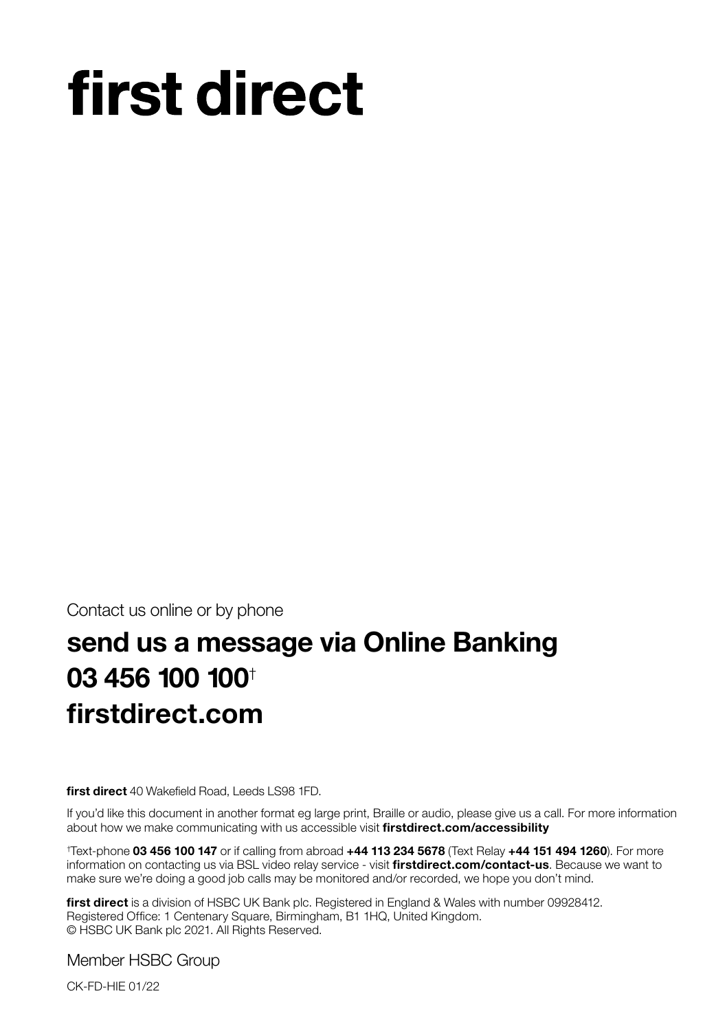# first direct

Contact us online or by phone

## send us a message via Online Banking
## 03 456 100 100†
## firstdirect.com

**first direct** 40 Wakefield Road, Leeds LS98 1FD.

If you'd like this document in another format eg large print, Braille or audio, please give us a call. For more information about how we make communicating with us accessible visit **firstdirect.com/accessibility**

†Text-phone **03 456 100 147** or if calling from abroad **+44 113 234 5678** (Text Relay **+44 151 494 1260**). For more information on contacting us via BSL video relay service - visit **firstdirect.com/contact-us**. Because we want to make sure we're doing a good job calls may be monitored and/or recorded, we hope you don't mind.

**first direct** is a division of HSBC UK Bank plc. Registered in England & Wales with number 09928412.
Registered Office: 1 Centenary Square, Birmingham, B1 1HQ, United Kingdom.
© HSBC UK Bank plc 2021. All Rights Reserved.

Member HSBC Group

CK-FD-HIE 01/22